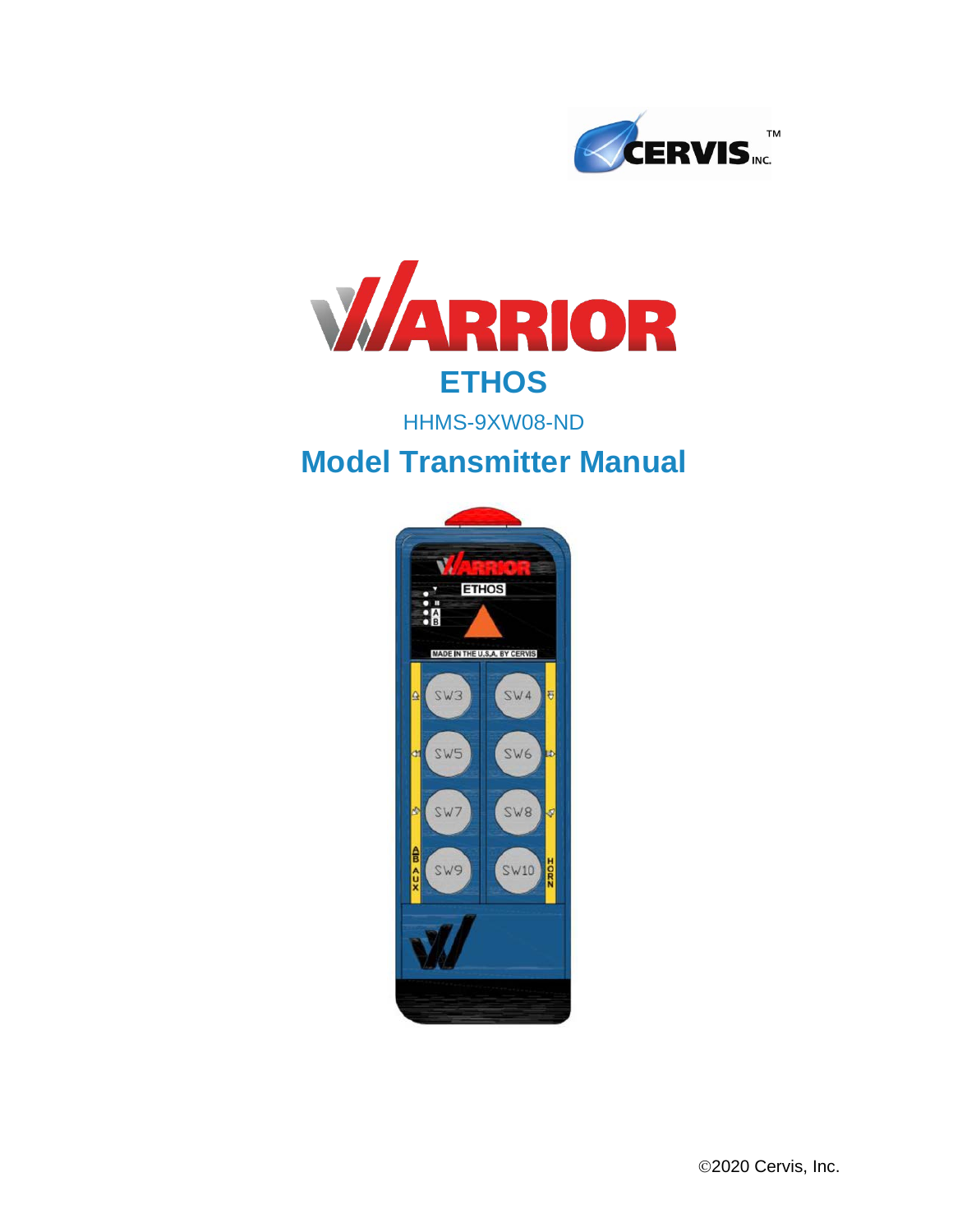# WARRIOR

## ETHOS

HHMS-9XW08-ND

## Model Transmitter Manual

©2020 Cervis, Inc.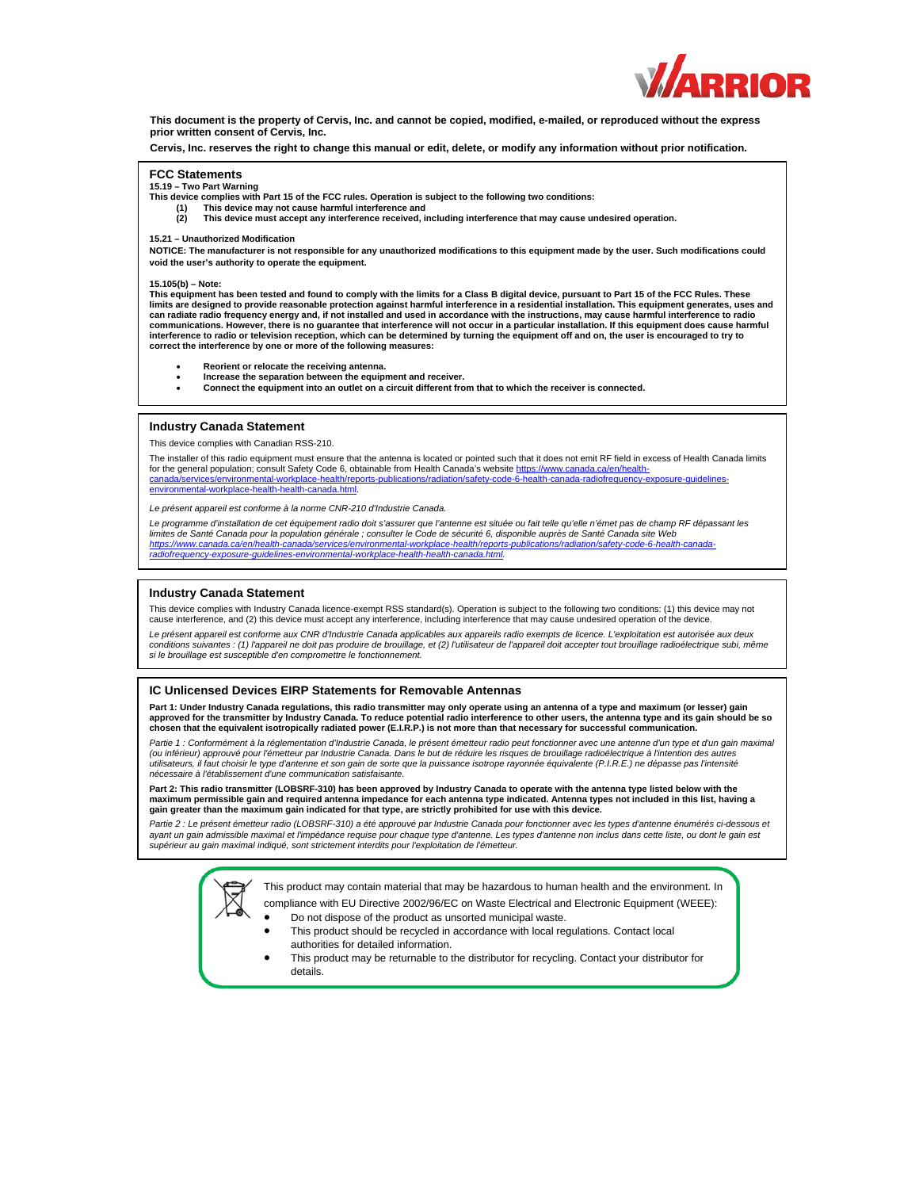**This document is the property of Cervis, Inc. and cannot be copied, modified, e-mailed, or reproduced without the express prior written consent of Cervis, Inc.**

**Cervis, Inc. reserves the right to change this manual or edit, delete, or modify any information without prior notification.**

## FCC Statements

**15.19 – Two Part Warning**

**This device complies with Part 15 of the FCC rules. Operation is subject to the following two conditions:**

1. **This device may not cause harmful interference and**
2. **This device must accept any interference received, including interference that may cause undesired operation.**

**15.21 – Unauthorized Modification**

**NOTICE: The manufacturer is not responsible for any unauthorized modifications to this equipment made by the user. Such modifications could void the user's authority to operate the equipment.**

**15.105(b) – Note:**

**This equipment has been tested and found to comply with the limits for a Class B digital device, pursuant to Part 15 of the FCC Rules. These limits are designed to provide reasonable protection against harmful interference in a residential installation. This equipment generates, uses and can radiate radio frequency energy and, if not installed and used in accordance with the instructions, may cause harmful interference to radio communications. However, there is no guarantee that interference will not occur in a particular installation. If this equipment does cause harmful interference to radio or television reception, which can be determined by turning the equipment off and on, the user is encouraged to try to correct the interference by one or more of the following measures:**

- **Reorient or relocate the receiving antenna.**
- **Increase the separation between the equipment and receiver.**
- **Connect the equipment into an outlet on a circuit different from that to which the receiver is connected.**

## Industry Canada Statement

This device complies with Canadian RSS-210.

The installer of this radio equipment must ensure that the antenna is located or pointed such that it does not emit RF field in excess of Health Canada limits for the general population; consult Safety Code 6, obtainable from Health Canada's website https://www.canada.ca/en/health-canada/services/environmental-workplace-health/reports-publications/radiation/safety-code-6-health-canada-radiofrequency-exposure-guidelines-environmental-workplace-health-health-canada.html.

*Le présent appareil est conforme à la norme CNR-210 d'Industrie Canada.*

*Le programme d'installation de cet équipement radio doit s'assurer que l'antenne est située ou fait telle qu'elle n'émet pas de champ RF dépassant les limites de Santé Canada pour la population générale ; consulter le Code de sécurité 6, disponible auprès de Santé Canada site Web https://www.canada.ca/en/health-canada/services/environmental-workplace-health/reports-publications/radiation/safety-code-6-health-canada-radiofrequency-exposure-guidelines-environmental-workplace-health-health-canada.html.*

## Industry Canada Statement

This device complies with Industry Canada licence-exempt RSS standard(s). Operation is subject to the following two conditions: (1) this device may not cause interference, and (2) this device must accept any interference, including interference that may cause undesired operation of the device.

*Le présent appareil est conforme aux CNR d'Industrie Canada applicables aux appareils radio exempts de licence. L'exploitation est autorisée aux deux conditions suivantes : (1) l'appareil ne doit pas produire de brouillage, et (2) l'utilisateur de l'appareil doit accepter tout brouillage radioélectrique subi, même si le brouillage est susceptible d'en compromettre le fonctionnement.*

## IC Unlicensed Devices EIRP Statements for Removable Antennas

**Part 1: Under Industry Canada regulations, this radio transmitter may only operate using an antenna of a type and maximum (or lesser) gain approved for the transmitter by Industry Canada. To reduce potential radio interference to other users, the antenna type and its gain should be so chosen that the equivalent isotropically radiated power (E.I.R.P.) is not more than that necessary for successful communication.**

*Partie 1 : Conformément à la réglementation d'Industrie Canada, le présent émetteur radio peut fonctionner avec une antenne d'un type et d'un gain maximal (ou inférieur) approuvé pour l'émetteur par Industrie Canada. Dans le but de réduire les risques de brouillage radioélectrique à l'intention des autres utilisateurs, il faut choisir le type d'antenne et son gain de sorte que la puissance isotrope rayonnée équivalente (P.I.R.E.) ne dépasse pas l'intensité nécessaire à l'établissement d'une communication satisfaisante.*

**Part 2: This radio transmitter (LOBSRF-310) has been approved by Industry Canada to operate with the antenna type listed below with the maximum permissible gain and required antenna impedance for each antenna type indicated. Antenna types not included in this list, having a gain greater than the maximum gain indicated for that type, are strictly prohibited for use with this device.**

*Partie 2 : Le présent émetteur radio (LOBSRF-310) a été approuvé par Industrie Canada pour fonctionner avec les types d'antenne énumérés ci-dessous et ayant un gain admissible maximal et l'impédance requise pour chaque type d'antenne. Les types d'antenne non inclus dans cette liste, ou dont le gain est supérieur au gain maximal indiqué, sont strictement interdits pour l'exploitation de l'émetteur.*

This product may contain material that may be hazardous to human health and the environment. In compliance with EU Directive 2002/96/EC on Waste Electrical and Electronic Equipment (WEEE):

- Do not dispose of the product as unsorted municipal waste.
- This product should be recycled in accordance with local regulations. Contact local authorities for detailed information.
- This product may be returnable to the distributor for recycling. Contact your distributor for details.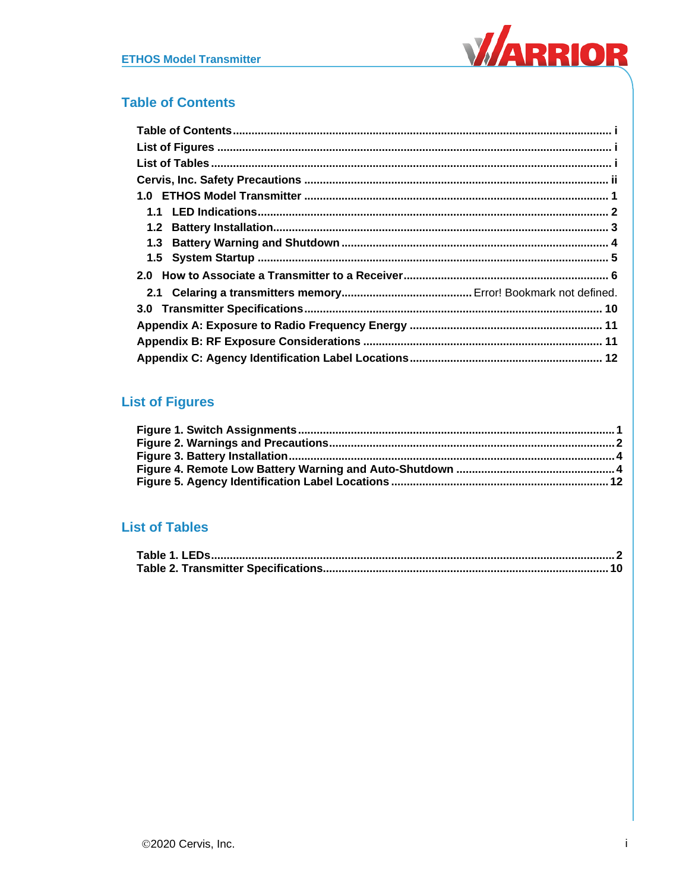## Table of Contents

Table of Contents .......................................................................................................... i
List of Figures .............................................................................................................. i
List of Tables ................................................................................................................ i
Cervis, Inc. Safety Precautions .................................................................................. ii
1.0 ETHOS Model Transmitter .................................................................................... 1
  1.1 LED Indications ................................................................................................. 2
  1.2 Battery Installation ............................................................................................ 3
  1.3 Battery Warning and Shutdown ........................................................................ 4
  1.5 System Startup .................................................................................................. 5
2.0 How to Associate a Transmitter to a Receiver ..................................................... 6
  2.1 Celaring a transmitters memory .......................................... Error! Bookmark not defined.
3.0 Transmitter Specifications .................................................................................... 10
Appendix A: Exposure to Radio Frequency Energy ................................................ 11
Appendix B: RF Exposure Considerations .............................................................. 11
Appendix C: Agency Identification Label Locations ............................................... 12

## List of Figures

Figure 1. Switch Assignments ....................................................................................... 1
Figure 2. Warnings and Precautions ............................................................................ 2
Figure 3. Battery Installation ......................................................................................... 4
Figure 4. Remote Low Battery Warning and Auto-Shutdown ..................................... 4
Figure 5. Agency Identification Label Locations ....................................................... 12

## List of Tables

Table 1. LEDs ................................................................................................................. 2
Table 2. Transmitter Specifications ............................................................................ 10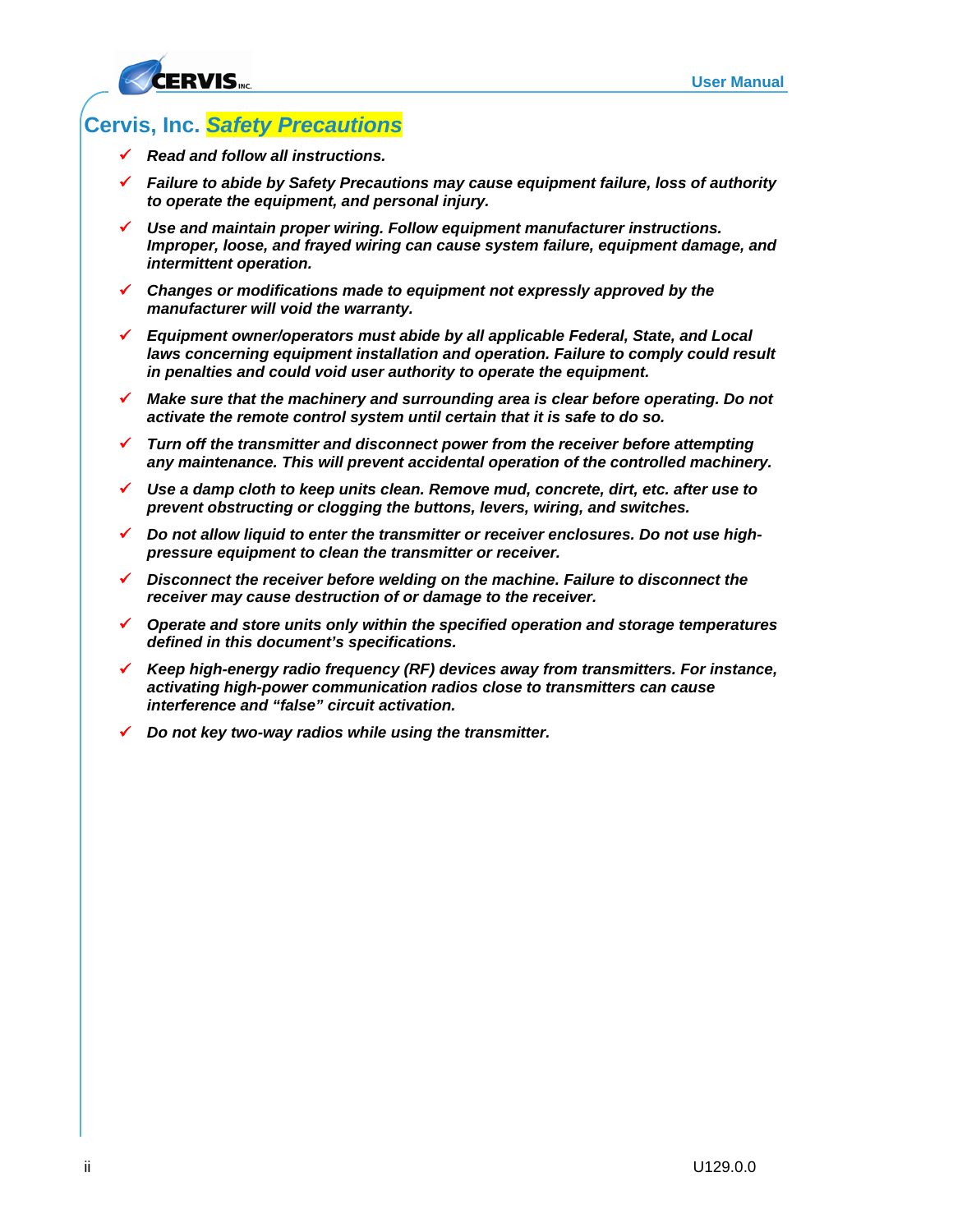# Cervis, Inc. *Safety Precautions*

- ***Read and follow all instructions.***
- ***Failure to abide by Safety Precautions may cause equipment failure, loss of authority to operate the equipment, and personal injury.***
- ***Use and maintain proper wiring. Follow equipment manufacturer instructions. Improper, loose, and frayed wiring can cause system failure, equipment damage, and intermittent operation.***
- ***Changes or modifications made to equipment not expressly approved by the manufacturer will void the warranty.***
- ***Equipment owner/operators must abide by all applicable Federal, State, and Local laws concerning equipment installation and operation. Failure to comply could result in penalties and could void user authority to operate the equipment.***
- ***Make sure that the machinery and surrounding area is clear before operating. Do not activate the remote control system until certain that it is safe to do so.***
- ***Turn off the transmitter and disconnect power from the receiver before attempting any maintenance. This will prevent accidental operation of the controlled machinery.***
- ***Use a damp cloth to keep units clean. Remove mud, concrete, dirt, etc. after use to prevent obstructing or clogging the buttons, levers, wiring, and switches.***
- ***Do not allow liquid to enter the transmitter or receiver enclosures. Do not use high-pressure equipment to clean the transmitter or receiver.***
- ***Disconnect the receiver before welding on the machine. Failure to disconnect the receiver may cause destruction of or damage to the receiver.***
- ***Operate and store units only within the specified operation and storage temperatures defined in this document's specifications.***
- ***Keep high-energy radio frequency (RF) devices away from transmitters. For instance, activating high-power communication radios close to transmitters can cause interference and "false" circuit activation.***
- ***Do not key two-way radios while using the transmitter.***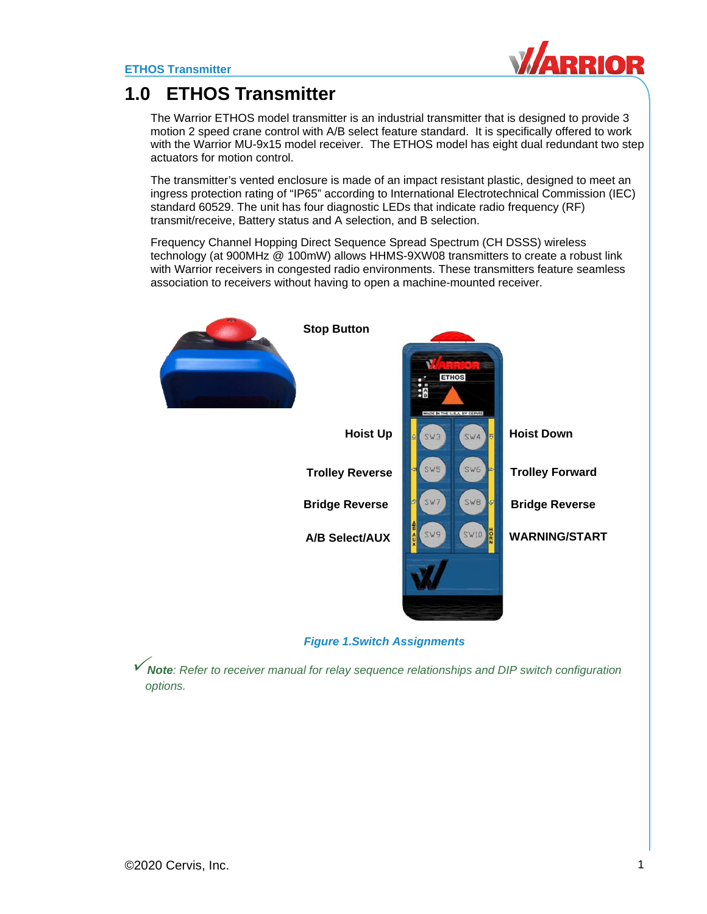# 1.0 ETHOS Transmitter

The Warrior ETHOS model transmitter is an industrial transmitter that is designed to provide 3 motion 2 speed crane control with A/B select feature standard. It is specifically offered to work with the Warrior MU-9x15 model receiver. The ETHOS model has eight dual redundant two step actuators for motion control.

The transmitter's vented enclosure is made of an impact resistant plastic, designed to meet an ingress protection rating of "IP65" according to International Electrotechnical Commission (IEC) standard 60529. The unit has four diagnostic LEDs that indicate radio frequency (RF) transmit/receive, Battery status and A selection, and B selection.

Frequency Channel Hopping Direct Sequence Spread Spectrum (CH DSSS) wireless technology (at 900MHz @ 100mW) allows HHMS-9XW08 transmitters to create a robust link with Warrior receivers in congested radio environments. These transmitters feature seamless association to receivers without having to open a machine-mounted receiver.

**Stop Button**

| Left Label | Switch | Switch | Right Label |
|---|---|---|---|
| **Hoist Up** | SW3 | SW4 | **Hoist Down** |
| **Trolley Reverse** | SW5 | SW6 | **Trolley Forward** |
| **Bridge Reverse** | SW7 | SW8 | **Bridge Reverse** |
| **A/B Select/AUX** | SW9 | SW10 | **WARNING/START** |

*Figure 1.Switch Assignments*

✓ ***Note**: Refer to receiver manual for relay sequence relationships and DIP switch configuration options.*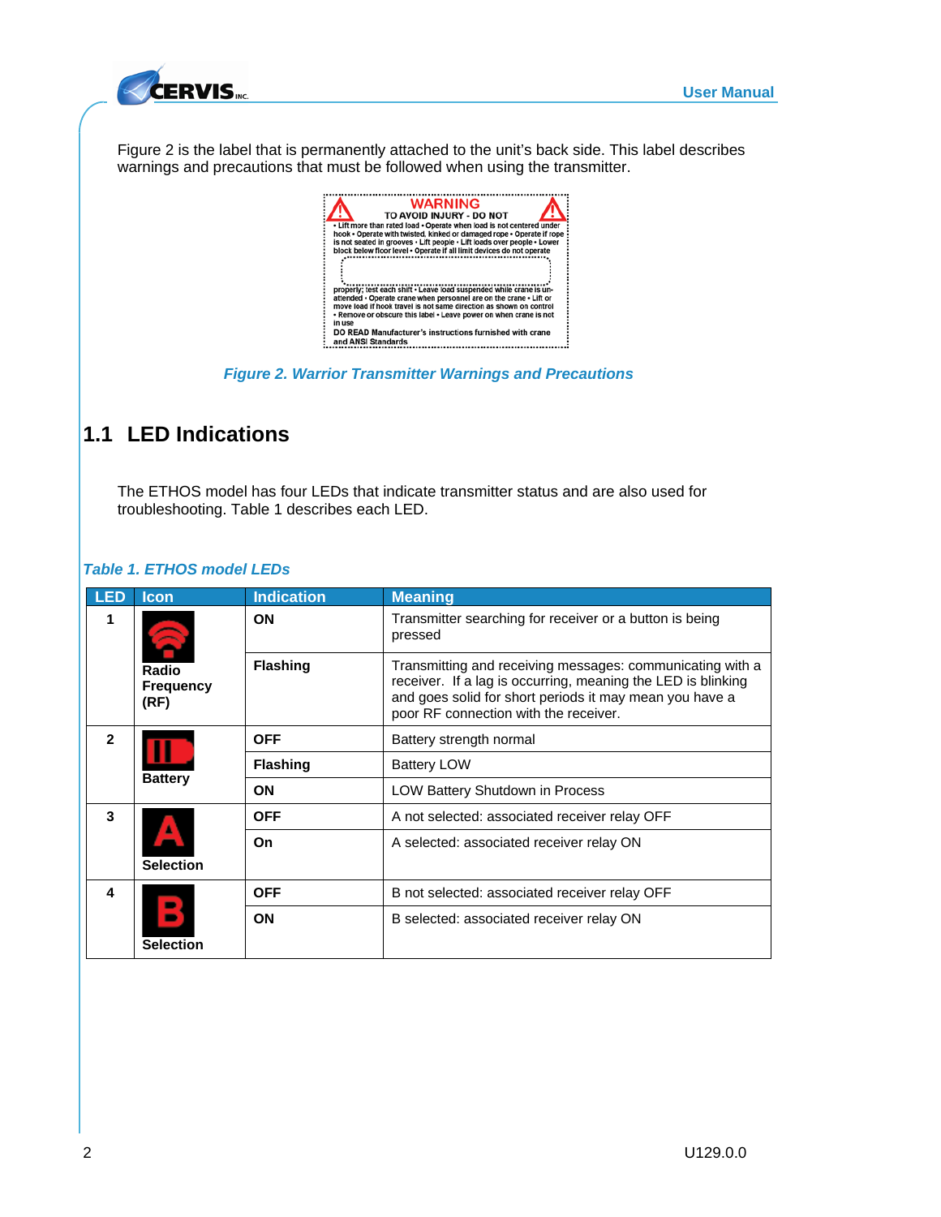Figure 2 is the label that is permanently attached to the unit's back side. This label describes warnings and precautions that must be followed when using the transmitter.

WARNING

TO AVOID INJURY - DO NOT

• Lift more than rated load • Operate when load is not centered under hook • Operate with twisted, kinked or damaged rope • Operate if rope is not seated in grooves • Lift people • Lift loads over people • Lower block below floor level • Operate if all limit devices do not operate properly; test each shift • Leave load suspended while crane is unattended • Operate crane when personnel are on the crane • Lift or move load if hook travel is not same direction as shown on control • Remove or obscure this label • Leave power on when crane is not in use

DO READ Manufacturer's instructions furnished with crane and ANSI Standards

*Figure 2. Warrior Transmitter Warnings and Precautions*

## 1.1 LED Indications

The ETHOS model has four LEDs that indicate transmitter status and are also used for troubleshooting. Table 1 describes each LED.

*Table 1. ETHOS model LEDs*

| LED | Icon | Indication | Meaning |
|---|---|---|---|
| 1 | Radio Frequency (RF) | ON | Transmitter searching for receiver or a button is being pressed |
| | | Flashing | Transmitting and receiving messages: communicating with a receiver. If a lag is occurring, meaning the LED is blinking and goes solid for short periods it may mean you have a poor RF connection with the receiver. |
| 2 | Battery | OFF | Battery strength normal |
| | | Flashing | Battery LOW |
| | | ON | LOW Battery Shutdown in Process |
| 3 | Selection | OFF | A not selected: associated receiver relay OFF |
| | | On | A selected: associated receiver relay ON |
| 4 | Selection | OFF | B not selected: associated receiver relay OFF |
| | | ON | B selected: associated receiver relay ON |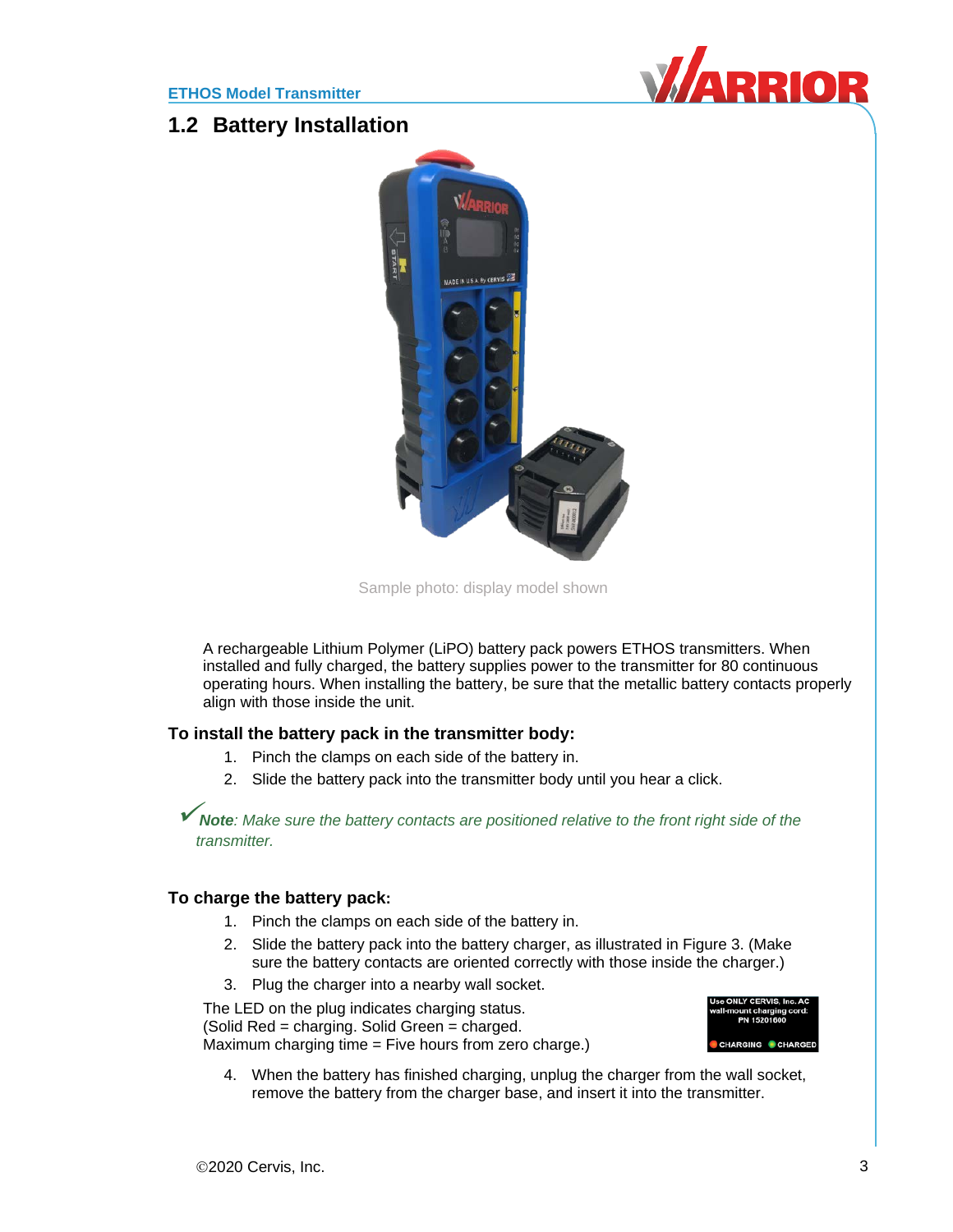## 1.2 Battery Installation

Sample photo: display model shown

A rechargeable Lithium Polymer (LiPO) battery pack powers ETHOS transmitters. When installed and fully charged, the battery supplies power to the transmitter for 80 continuous operating hours. When installing the battery, be sure that the metallic battery contacts properly align with those inside the unit.

### To install the battery pack in the transmitter body:

1. Pinch the clamps on each side of the battery in.
2. Slide the battery pack into the transmitter body until you hear a click.

✓ ***Note**: Make sure the battery contacts are positioned relative to the front right side of the transmitter.*

### To charge the battery pack:

1. Pinch the clamps on each side of the battery in.
2. Slide the battery pack into the battery charger, as illustrated in Figure 3. (Make sure the battery contacts are oriented correctly with those inside the charger.)
3. Plug the charger into a nearby wall socket.

The LED on the plug indicates charging status.
(Solid Red = charging. Solid Green = charged.
Maximum charging time = Five hours from zero charge.)

Use ONLY CERVIS, Inc. AC wall-mount charging cord: PN 15201600
CHARGING CHARGED

4. When the battery has finished charging, unplug the charger from the wall socket, remove the battery from the charger base, and insert it into the transmitter.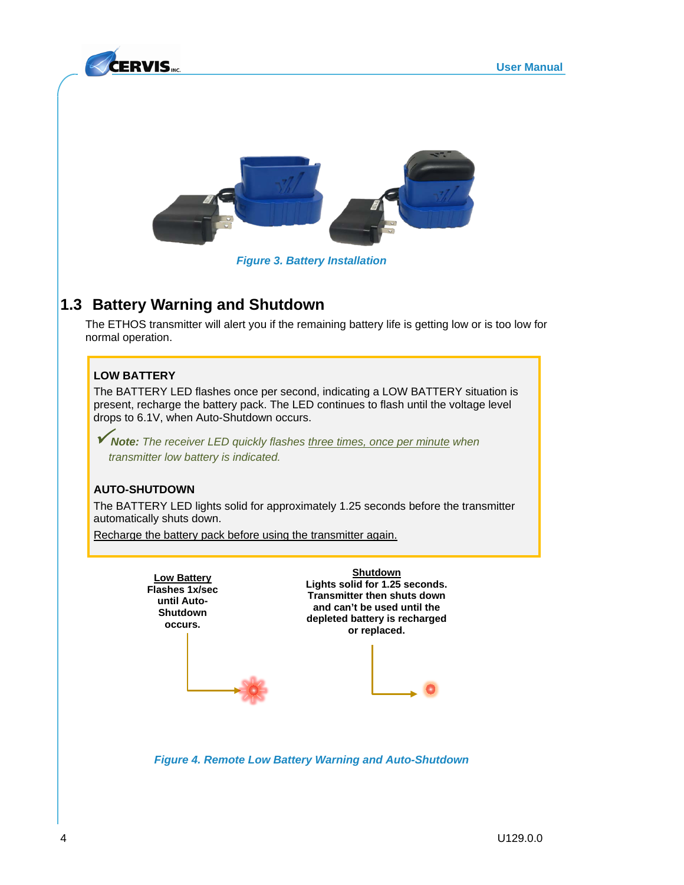Figure 3. Battery Installation

## 1.3 Battery Warning and Shutdown

The ETHOS transmitter will alert you if the remaining battery life is getting low or is too low for normal operation.

**LOW BATTERY**

The BATTERY LED flashes once per second, indicating a LOW BATTERY situation is present, recharge the battery pack. The LED continues to flash until the voltage level drops to 6.1V, when Auto-Shutdown occurs.

✓ ***Note:*** *The receiver LED quickly flashes three times, once per minute when transmitter low battery is indicated.*

**AUTO-SHUTDOWN**

The BATTERY LED lights solid for approximately 1.25 seconds before the transmitter automatically shuts down.

Recharge the battery pack before using the transmitter again.

**Low Battery**
**Flashes 1x/sec until Auto-Shutdown occurs.**

**Shutdown**
**Lights solid for 1.25 seconds. Transmitter then shuts down and can't be used until the depleted battery is recharged or replaced.**

Figure 4. Remote Low Battery Warning and Auto-Shutdown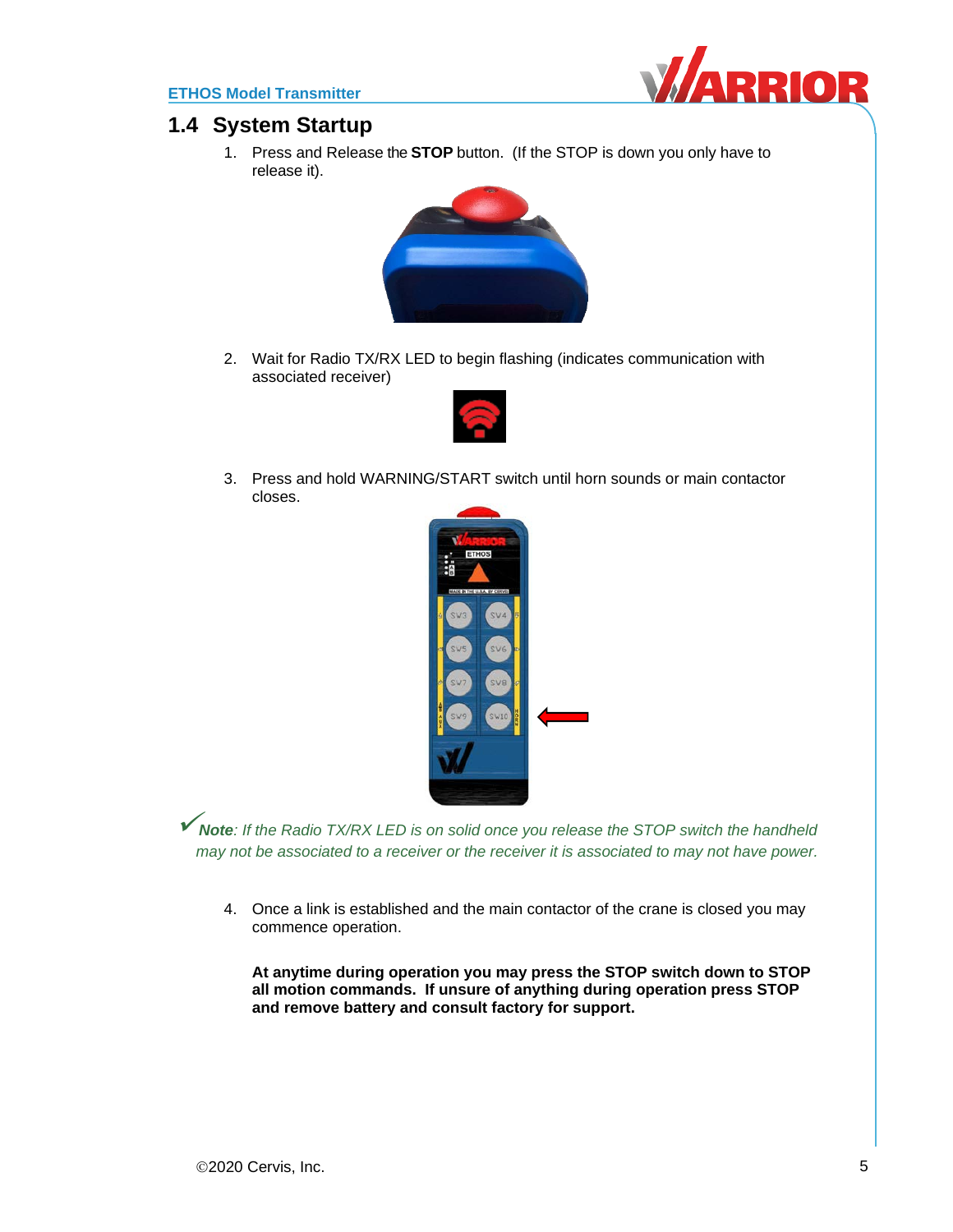## 1.4 System Startup

1. Press and Release the **STOP** button. (If the STOP is down you only have to release it).

2. Wait for Radio TX/RX LED to begin flashing (indicates communication with associated receiver)

3. Press and hold WARNING/START switch until horn sounds or main contactor closes.

✔ ***Note**: If the Radio TX/RX LED is on solid once you release the STOP switch the handheld may not be associated to a receiver or the receiver it is associated to may not have power.*

4. Once a link is established and the main contactor of the crane is closed you may commence operation.

   **At anytime during operation you may press the STOP switch down to STOP all motion commands. If unsure of anything during operation press STOP and remove battery and consult factory for support.**

©2020 Cervis, Inc.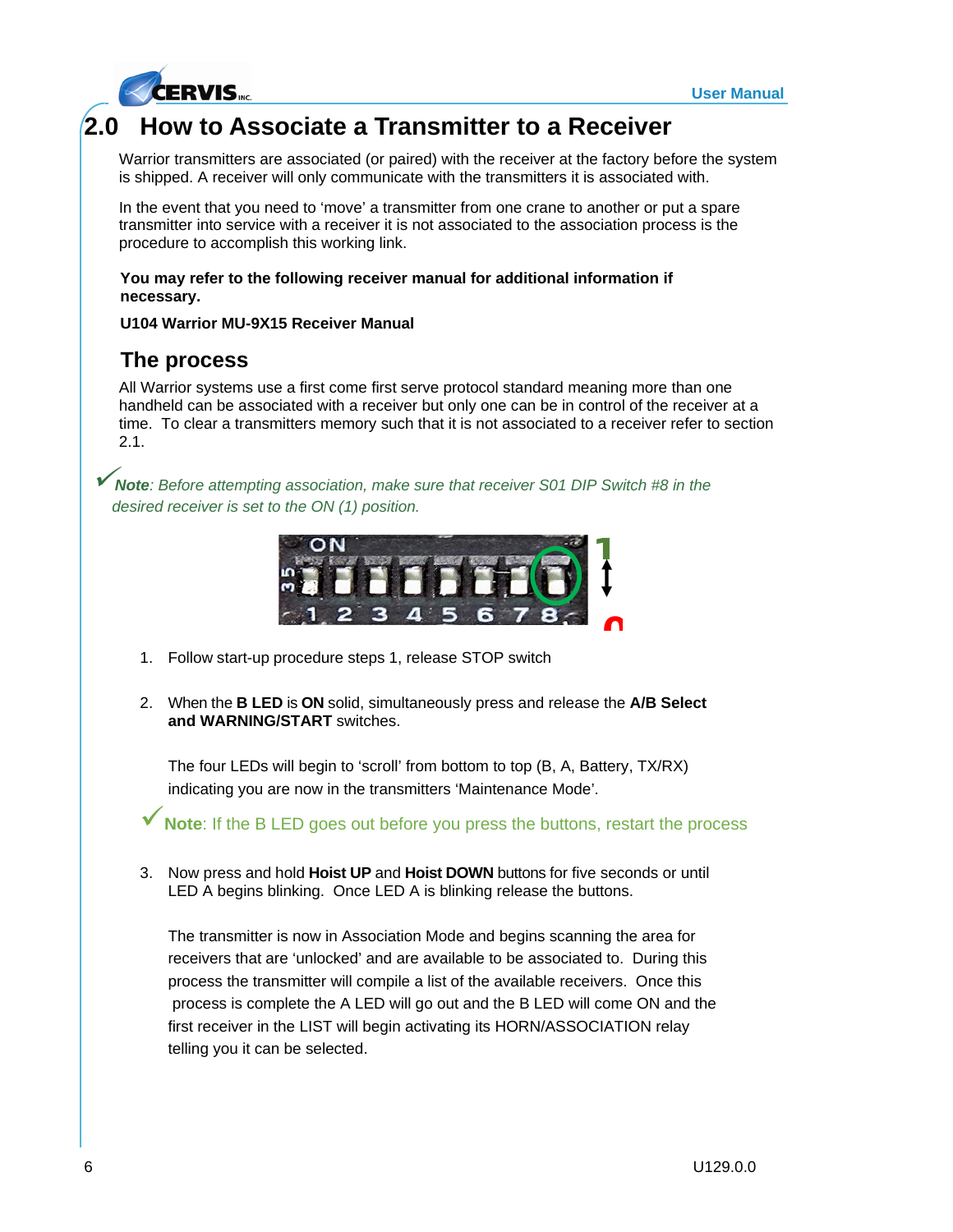## 2.0 How to Associate a Transmitter to a Receiver

Warrior transmitters are associated (or paired) with the receiver at the factory before the system is shipped. A receiver will only communicate with the transmitters it is associated with.

In the event that you need to 'move' a transmitter from one crane to another or put a spare transmitter into service with a receiver it is not associated to the association process is the procedure to accomplish this working link.

**You may refer to the following receiver manual for additional information if necessary.**

**U104 Warrior MU-9X15 Receiver Manual**

### The process

All Warrior systems use a first come first serve protocol standard meaning more than one handheld can be associated with a receiver but only one can be in control of the receiver at a time. To clear a transmitters memory such that it is not associated to a receiver refer to section 2.1.

✓ ***Note**: Before attempting association, make sure that receiver S01 DIP Switch #8 in the desired receiver is set to the ON (1) position.*

1. Follow start-up procedure steps 1, release STOP switch

2. When the **B LED** is **ON** solid, simultaneously press and release the **A/B Select and WARNING/START** switches.

   The four LEDs will begin to 'scroll' from bottom to top (B, A, Battery, TX/RX) indicating you are now in the transmitters 'Maintenance Mode'.

   ✓ **Note**: If the B LED goes out before you press the buttons, restart the process

3. Now press and hold **Hoist UP** and **Hoist DOWN** buttons for five seconds or until LED A begins blinking. Once LED A is blinking release the buttons.

   The transmitter is now in Association Mode and begins scanning the area for receivers that are 'unlocked' and are available to be associated to. During this process the transmitter will compile a list of the available receivers. Once this process is complete the A LED will go out and the B LED will come ON and the first receiver in the LIST will begin activating its HORN/ASSOCIATION relay telling you it can be selected.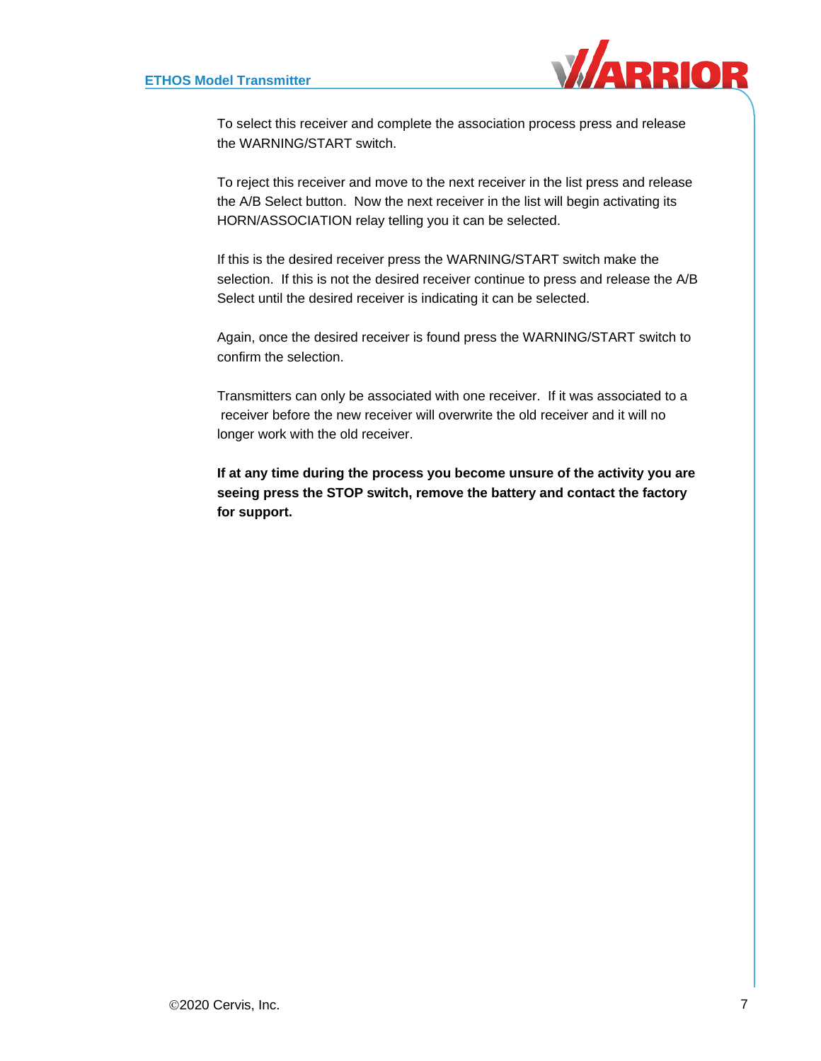To select this receiver and complete the association process press and release the WARNING/START switch.

To reject this receiver and move to the next receiver in the list press and release the A/B Select button. Now the next receiver in the list will begin activating its HORN/ASSOCIATION relay telling you it can be selected.

If this is the desired receiver press the WARNING/START switch make the selection. If this is not the desired receiver continue to press and release the A/B Select until the desired receiver is indicating it can be selected.

Again, once the desired receiver is found press the WARNING/START switch to confirm the selection.

Transmitters can only be associated with one receiver. If it was associated to a receiver before the new receiver will overwrite the old receiver and it will no longer work with the old receiver.

**If at any time during the process you become unsure of the activity you are seeing press the STOP switch, remove the battery and contact the factory for support.**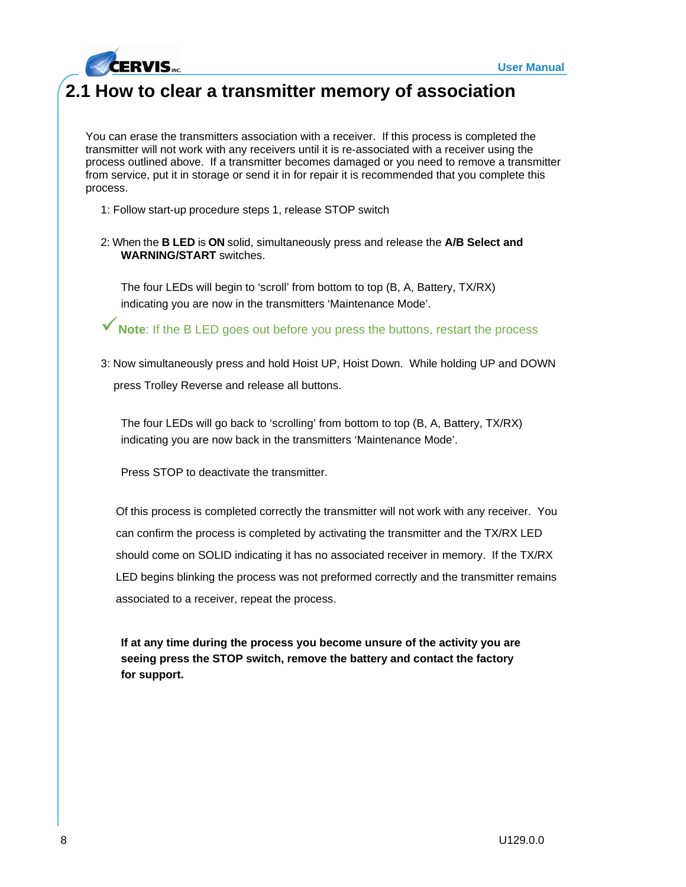## 2.1 How to clear a transmitter memory of association

You can erase the transmitters association with a receiver. If this process is completed the transmitter will not work with any receivers until it is re-associated with a receiver using the process outlined above. If a transmitter becomes damaged or you need to remove a transmitter from service, put it in storage or send it in for repair it is recommended that you complete this process.

1: Follow start-up procedure steps 1, release STOP switch

2: When the **B LED** is **ON** solid, simultaneously press and release the **A/B Select and WARNING/START** switches.

The four LEDs will begin to 'scroll' from bottom to top (B, A, Battery, TX/RX) indicating you are now in the transmitters 'Maintenance Mode'.

✓**Note**: If the B LED goes out before you press the buttons, restart the process

3: Now simultaneously press and hold Hoist UP, Hoist Down. While holding UP and DOWN press Trolley Reverse and release all buttons.

The four LEDs will go back to 'scrolling' from bottom to top (B, A, Battery, TX/RX) indicating you are now back in the transmitters 'Maintenance Mode'.

Press STOP to deactivate the transmitter.

Of this process is completed correctly the transmitter will not work with any receiver. You can confirm the process is completed by activating the transmitter and the TX/RX LED should come on SOLID indicating it has no associated receiver in memory. If the TX/RX LED begins blinking the process was not preformed correctly and the transmitter remains associated to a receiver, repeat the process.

**If at any time during the process you become unsure of the activity you are seeing press the STOP switch, remove the battery and contact the factory for support.**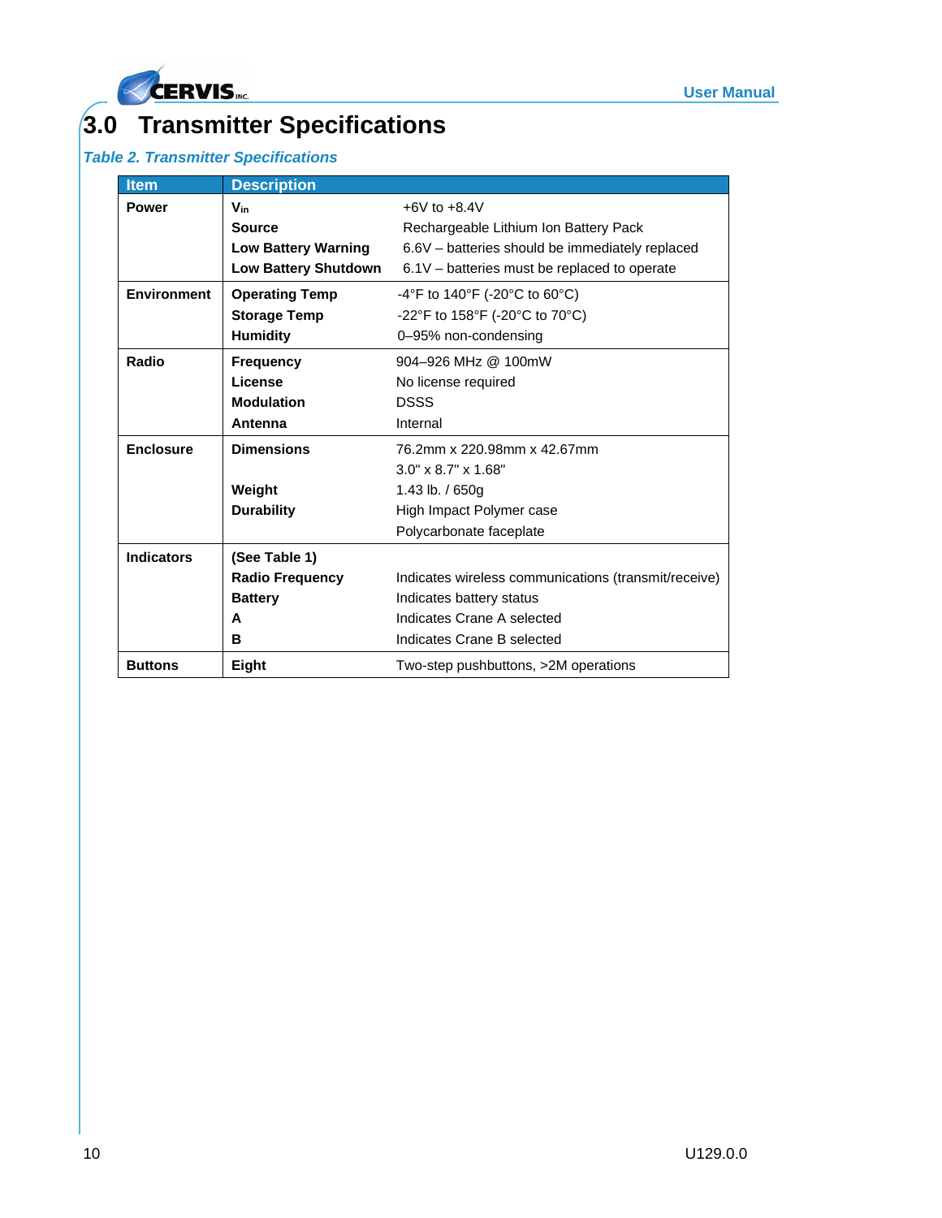# 3.0 Transmitter Specifications

*Table 2. Transmitter Specifications*

| Item | Description | |
|---|---|---|
| **Power** | **$V_{in}$** | +6V to +8.4V |
| | **Source** | Rechargeable Lithium Ion Battery Pack |
| | **Low Battery Warning** | 6.6V – batteries should be immediately replaced |
| | **Low Battery Shutdown** | 6.1V – batteries must be replaced to operate |
| **Environment** | **Operating Temp** | -4°F to 140°F (-20°C to 60°C) |
| | **Storage Temp** | -22°F to 158°F (-20°C to 70°C) |
| | **Humidity** | 0–95% non-condensing |
| **Radio** | **Frequency** | 904–926 MHz @ 100mW |
| | **License** | No license required |
| | **Modulation** | DSSS |
| | **Antenna** | Internal |
| **Enclosure** | **Dimensions** | 76.2mm x 220.98mm x 42.67mm |
| | | 3.0" x 8.7" x 1.68" |
| | **Weight** | 1.43 lb. / 650g |
| | **Durability** | High Impact Polymer case |
| | | Polycarbonate faceplate |
| **Indicators** | **(See Table 1)** | |
| | **Radio Frequency** | Indicates wireless communications (transmit/receive) |
| | **Battery** | Indicates battery status |
| | **A** | Indicates Crane A selected |
| | **B** | Indicates Crane B selected |
| **Buttons** | **Eight** | Two-step pushbuttons, >2M operations |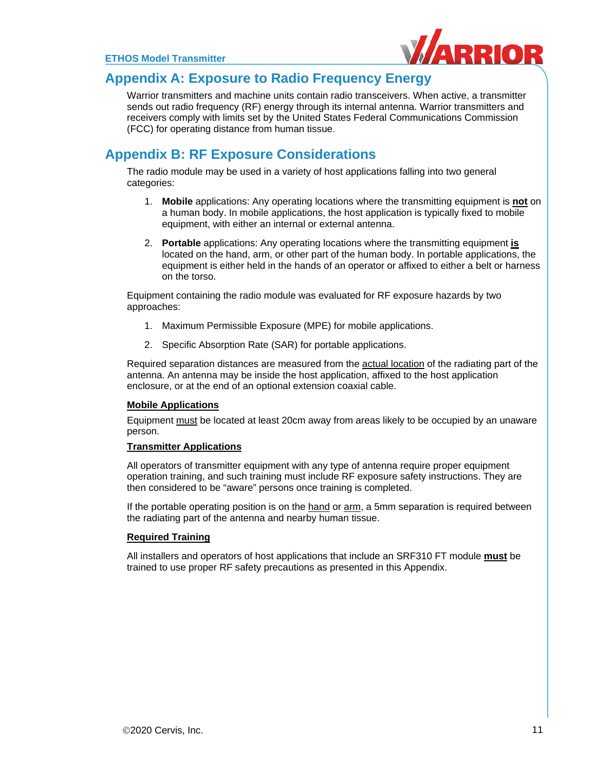## Appendix A: Exposure to Radio Frequency Energy

Warrior transmitters and machine units contain radio transceivers. When active, a transmitter sends out radio frequency (RF) energy through its internal antenna. Warrior transmitters and receivers comply with limits set by the United States Federal Communications Commission (FCC) for operating distance from human tissue.

## Appendix B: RF Exposure Considerations

The radio module may be used in a variety of host applications falling into two general categories:

1. **Mobile** applications: Any operating locations where the transmitting equipment is **not** on a human body. In mobile applications, the host application is typically fixed to mobile equipment, with either an internal or external antenna.
2. **Portable** applications: Any operating locations where the transmitting equipment **is** located on the hand, arm, or other part of the human body. In portable applications, the equipment is either held in the hands of an operator or affixed to either a belt or harness on the torso.

Equipment containing the radio module was evaluated for RF exposure hazards by two approaches:

1. Maximum Permissible Exposure (MPE) for mobile applications.
2. Specific Absorption Rate (SAR) for portable applications.

Required separation distances are measured from the actual location of the radiating part of the antenna. An antenna may be inside the host application, affixed to the host application enclosure, or at the end of an optional extension coaxial cable.

**Mobile Applications**

Equipment must be located at least 20cm away from areas likely to be occupied by an unaware person.

**Transmitter Applications**

All operators of transmitter equipment with any type of antenna require proper equipment operation training, and such training must include RF exposure safety instructions. They are then considered to be "aware" persons once training is completed.

If the portable operating position is on the hand or arm, a 5mm separation is required between the radiating part of the antenna and nearby human tissue.

**Required Training**

All installers and operators of host applications that include an SRF310 FT module **must** be trained to use proper RF safety precautions as presented in this Appendix.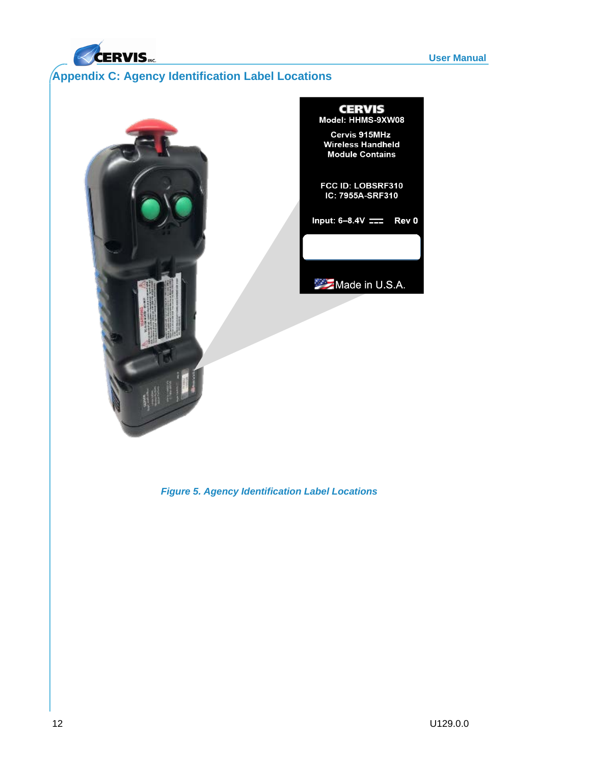## Appendix C: Agency Identification Label Locations

CERVIS
Model: HHMS-9XW08

Cervis 915MHz
Wireless Handheld
Module Contains

FCC ID: LOBSRF310
IC: 7955A-SRF310

Input: 6–8.4V ⎓ Rev 0

Made in U.S.A.

*Figure 5. Agency Identification Label Locations*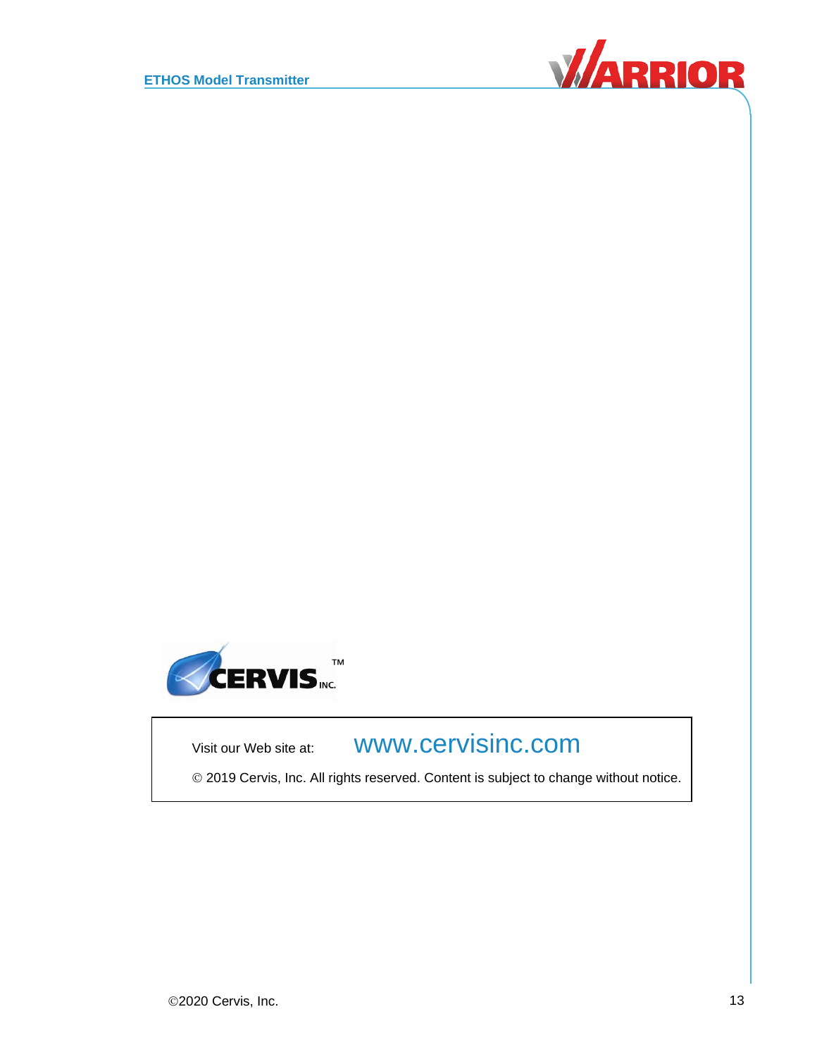CERVIS™ INC.

Visit our Web site at: www.cervisinc.com

© 2019 Cervis, Inc. All rights reserved. Content is subject to change without notice.